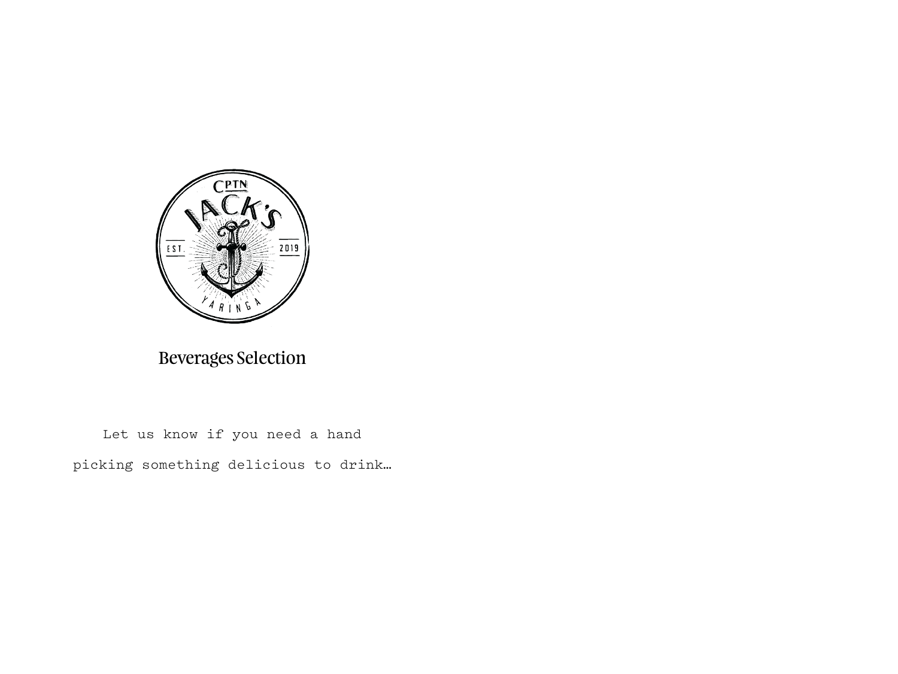# Beverages Selection

Let us know if you need a hand

picking something delicious to drink…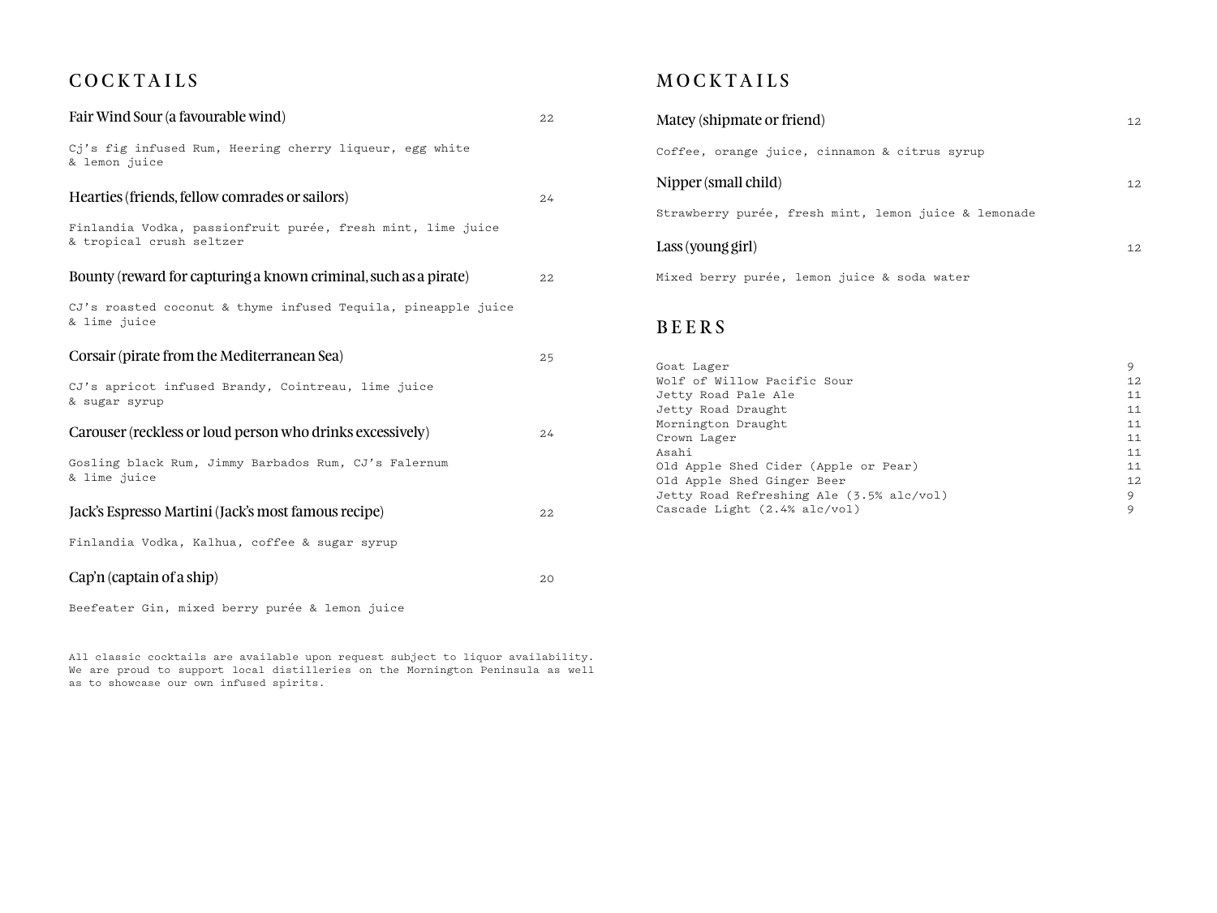## COCKTAILS

### Fair Wind Sour (a favourable wind) — 22

Cj's fig infused Rum, Heering cherry liqueur, egg white & lemon juice

### Hearties (friends, fellow comrades or sailors) — 24

Finlandia Vodka, passionfruit purée, fresh mint, lime juice & tropical crush seltzer

### Bounty (reward for capturing a known criminal, such as a pirate) — 22

CJ's roasted coconut & thyme infused Tequila, pineapple juice & lime juice

### Corsair (pirate from the Mediterranean Sea) — 25

CJ's apricot infused Brandy, Cointreau, lime juice & sugar syrup

### Carouser (reckless or loud person who drinks excessively) — 24

Gosling black Rum, Jimmy Barbados Rum, CJ's Falernum & lime juice

### Jack's Espresso Martini (Jack's most famous recipe) — 22

Finlandia Vodka, Kalhua, coffee & sugar syrup

### Cap'n (captain of a ship) — 20

Beefeater Gin, mixed berry purée & lemon juice

All classic cocktails are available upon request subject to liquor availability. We are proud to support local distilleries on the Mornington Peninsula as well as to showcase our own infused spirits.

## MOCKTAILS

### Matey (shipmate or friend) — 12

Coffee, orange juice, cinnamon & citrus syrup

### Nipper (small child) — 12

Strawberry purée, fresh mint, lemon juice & lemonade

### Lass (young girl) — 12

Mixed berry purée, lemon juice & soda water

## BEERS

| Beer | Price |
|---|---|
| Goat Lager | 9 |
| Wolf of Willow Pacific Sour | 12 |
| Jetty Road Pale Ale | 11 |
| Jetty Road Draught | 11 |
| Mornington Draught | 11 |
| Crown Lager | 11 |
| Asahi | 11 |
| Old Apple Shed Cider (Apple or Pear) | 11 |
| Old Apple Shed Ginger Beer | 12 |
| Jetty Road Refreshing Ale (3.5% alc/vol) | 9 |
| Cascade Light (2.4% alc/vol) | 9 |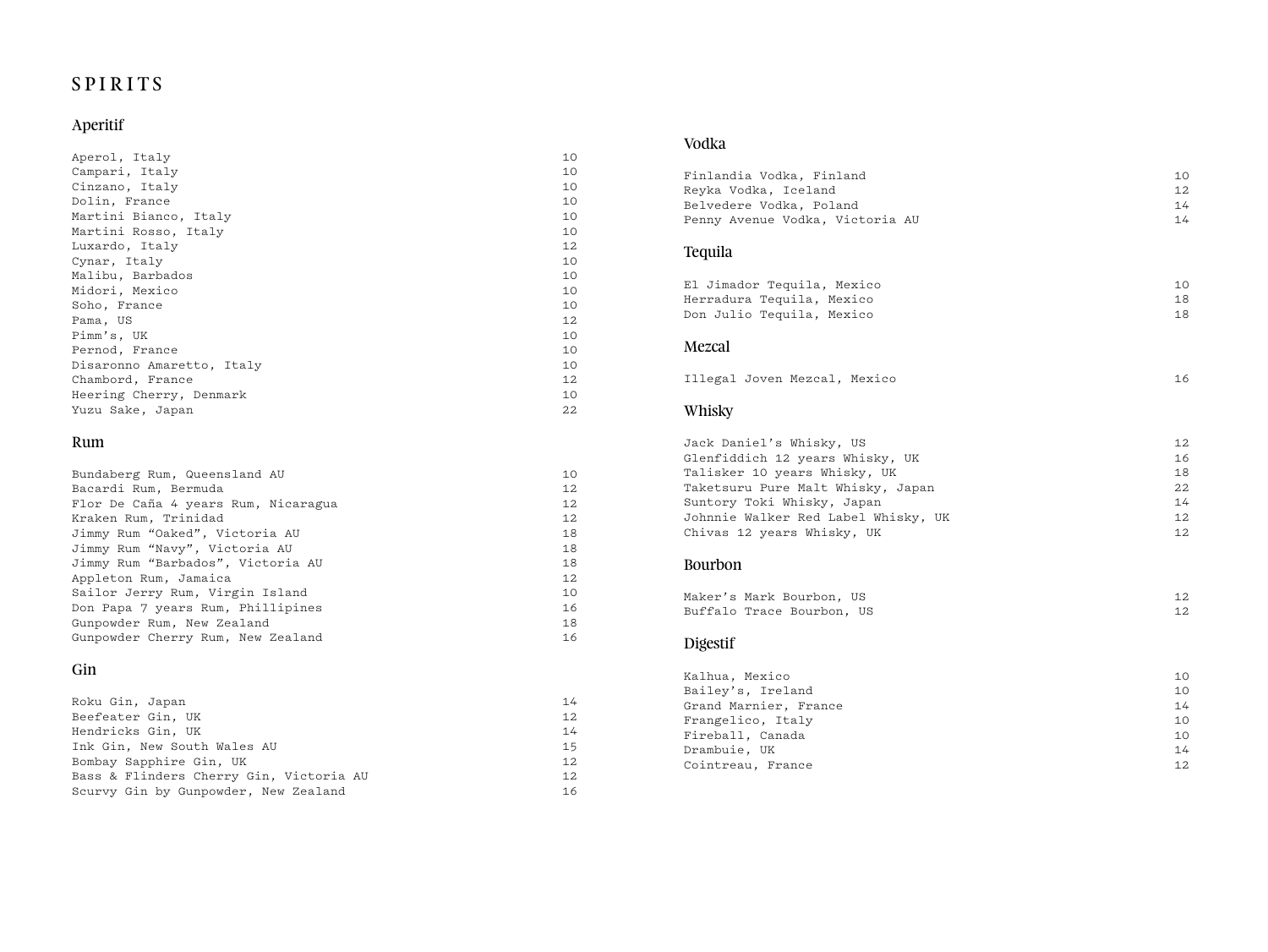# SPIRITS

## Aperitif

| | |
|---|---|
| Aperol, Italy | 10 |
| Campari, Italy | 10 |
| Cinzano, Italy | 10 |
| Dolin, France | 10 |
| Martini Bianco, Italy | 10 |
| Martini Rosso, Italy | 10 |
| Luxardo, Italy | 12 |
| Cynar, Italy | 10 |
| Malibu, Barbados | 10 |
| Midori, Mexico | 10 |
| Soho, France | 10 |
| Pama, US | 12 |
| Pimm's, UK | 10 |
| Pernod, France | 10 |
| Disaronno Amaretto, Italy | 10 |
| Chambord, France | 12 |
| Heering Cherry, Denmark | 10 |
| Yuzu Sake, Japan | 22 |

## Rum

| | |
|---|---|
| Bundaberg Rum, Queensland AU | 10 |
| Bacardi Rum, Bermuda | 12 |
| Flor De Caña 4 years Rum, Nicaragua | 12 |
| Kraken Rum, Trinidad | 12 |
| Jimmy Rum "Oaked", Victoria AU | 18 |
| Jimmy Rum "Navy", Victoria AU | 18 |
| Jimmy Rum "Barbados", Victoria AU | 18 |
| Appleton Rum, Jamaica | 12 |
| Sailor Jerry Rum, Virgin Island | 10 |
| Don Papa 7 years Rum, Phillipines | 16 |
| Gunpowder Rum, New Zealand | 18 |
| Gunpowder Cherry Rum, New Zealand | 16 |

## Gin

| | |
|---|---|
| Roku Gin, Japan | 14 |
| Beefeater Gin, UK | 12 |
| Hendricks Gin, UK | 14 |
| Ink Gin, New South Wales AU | 15 |
| Bombay Sapphire Gin, UK | 12 |
| Bass & Flinders Cherry Gin, Victoria AU | 12 |
| Scurvy Gin by Gunpowder, New Zealand | 16 |

## Vodka

| | |
|---|---|
| Finlandia Vodka, Finland | 10 |
| Reyka Vodka, Iceland | 12 |
| Belvedere Vodka, Poland | 14 |
| Penny Avenue Vodka, Victoria AU | 14 |

## Tequila

| | |
|---|---|
| El Jimador Tequila, Mexico | 10 |
| Herradura Tequila, Mexico | 18 |
| Don Julio Tequila, Mexico | 18 |

## Mezcal

| | |
|---|---|
| Illegal Joven Mezcal, Mexico | 16 |

## Whisky

| | |
|---|---|
| Jack Daniel's Whisky, US | 12 |
| Glenfiddich 12 years Whisky, UK | 16 |
| Talisker 10 years Whisky, UK | 18 |
| Taketsuru Pure Malt Whisky, Japan | 22 |
| Suntory Toki Whisky, Japan | 14 |
| Johnnie Walker Red Label Whisky, UK | 12 |
| Chivas 12 years Whisky, UK | 12 |

## Bourbon

| | |
|---|---|
| Maker's Mark Bourbon, US | 12 |
| Buffalo Trace Bourbon, US | 12 |

## Digestif

| | |
|---|---|
| Kalhua, Mexico | 10 |
| Bailey's, Ireland | 10 |
| Grand Marnier, France | 14 |
| Frangelico, Italy | 10 |
| Fireball, Canada | 10 |
| Drambuie, UK | 14 |
| Cointreau, France | 12 |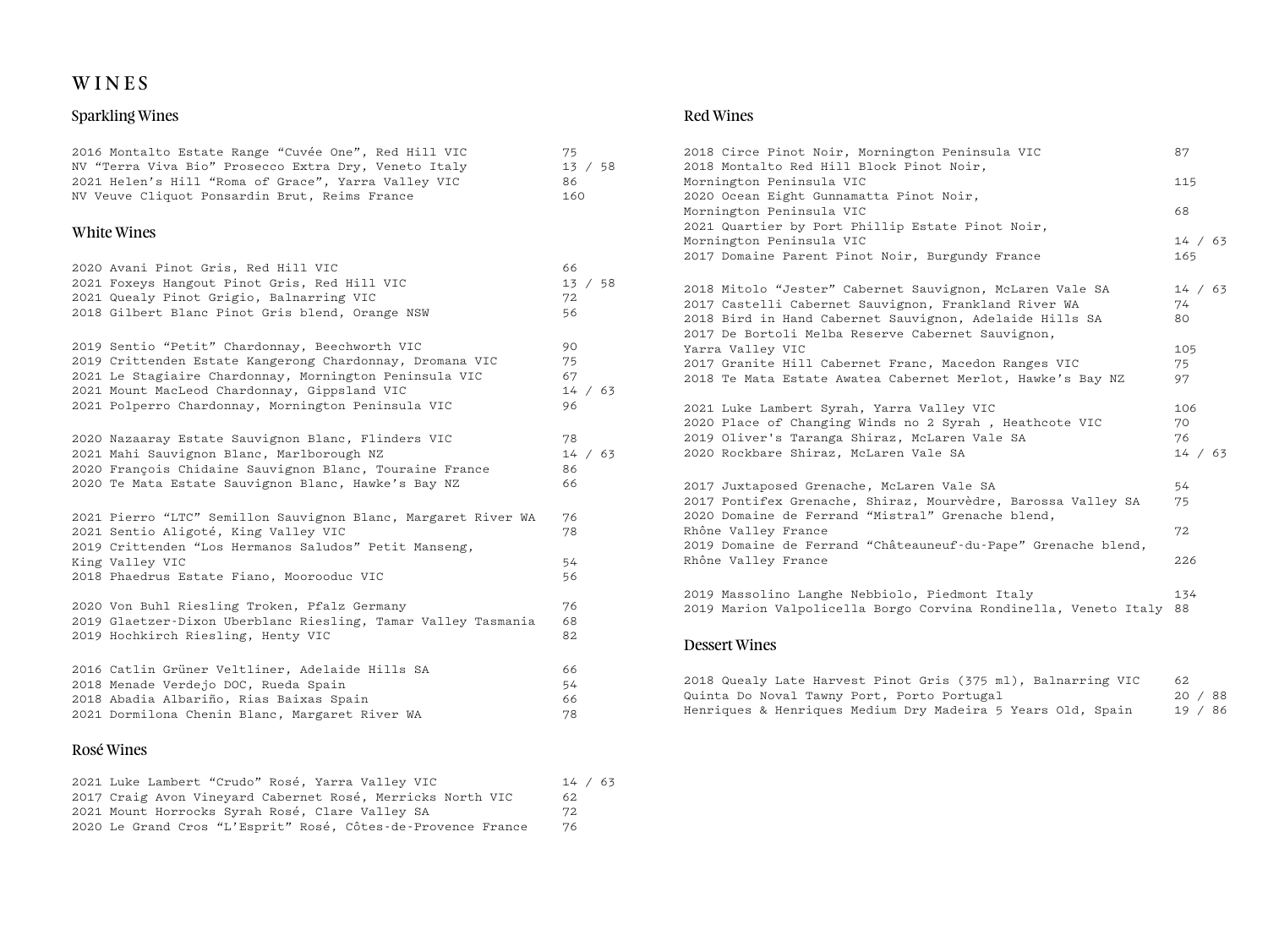# WINES

## Sparkling Wines

| Wine | Price |
|---|---|
| 2016 Montalto Estate Range "Cuvée One", Red Hill VIC | 75 |
| NV "Terra Viva Bio" Prosecco Extra Dry, Veneto Italy | 13 / 58 |
| 2021 Helen's Hill "Roma of Grace", Yarra Valley VIC | 86 |
| NV Veuve Cliquot Ponsardin Brut, Reims France | 160 |

## White Wines

| Wine | Price |
|---|---|
| 2020 Avani Pinot Gris, Red Hill VIC | 66 |
| 2021 Foxeys Hangout Pinot Gris, Red Hill VIC | 13 / 58 |
| 2021 Quealy Pinot Grigio, Balnarring VIC | 72 |
| 2018 Gilbert Blanc Pinot Gris blend, Orange NSW | 56 |
| 2019 Sentio "Petit" Chardonnay, Beechworth VIC | 90 |
| 2019 Crittenden Estate Kangerong Chardonnay, Dromana VIC | 75 |
| 2021 Le Stagiaire Chardonnay, Mornington Peninsula VIC | 67 |
| 2021 Mount MacLeod Chardonnay, Gippsland VIC | 14 / 63 |
| 2021 Polperro Chardonnay, Mornington Peninsula VIC | 96 |
| 2020 Nazaaray Estate Sauvignon Blanc, Flinders VIC | 78 |
| 2021 Mahi Sauvignon Blanc, Marlborough NZ | 14 / 63 |
| 2020 François Chidaine Sauvignon Blanc, Touraine France | 86 |
| 2020 Te Mata Estate Sauvignon Blanc, Hawke's Bay NZ | 66 |
| 2021 Pierro "LTC" Semillon Sauvignon Blanc, Margaret River WA | 76 |
| 2021 Sentio Aligoté, King Valley VIC | 78 |
| 2019 Crittenden "Los Hermanos Saludos" Petit Manseng, King Valley VIC | 54 |
| 2018 Phaedrus Estate Fiano, Moorooduc VIC | 56 |
| 2020 Von Buhl Riesling Troken, Pfalz Germany | 76 |
| 2019 Glaetzer-Dixon Uberblanc Riesling, Tamar Valley Tasmania | 68 |
| 2019 Hochkirch Riesling, Henty VIC | 82 |
| 2016 Catlin Grüner Veltliner, Adelaide Hills SA | 66 |
| 2018 Menade Verdejo DOC, Rueda Spain | 54 |
| 2018 Abadia Albariño, Rias Baixas Spain | 66 |
| 2021 Dormilona Chenin Blanc, Margaret River WA | 78 |

## Rosé Wines

| Wine | Price |
|---|---|
| 2021 Luke Lambert "Crudo" Rosé, Yarra Valley VIC | 14 / 63 |
| 2017 Craig Avon Vineyard Cabernet Rosé, Merricks North VIC | 62 |
| 2021 Mount Horrocks Syrah Rosé, Clare Valley SA | 72 |
| 2020 Le Grand Cros "L'Esprit" Rosé, Côtes-de-Provence France | 76 |

## Red Wines

| Wine | Price |
|---|---|
| 2018 Circe Pinot Noir, Mornington Peninsula VIC | 87 |
| 2018 Montalto Red Hill Block Pinot Noir, Mornington Peninsula VIC | 115 |
| 2020 Ocean Eight Gunnamatta Pinot Noir, Mornington Peninsula VIC | 68 |
| 2021 Quartier by Port Phillip Estate Pinot Noir, Mornington Peninsula VIC | 14 / 63 |
| 2017 Domaine Parent Pinot Noir, Burgundy France | 165 |
| 2018 Mitolo "Jester" Cabernet Sauvignon, McLaren Vale SA | 14 / 63 |
| 2017 Castelli Cabernet Sauvignon, Frankland River WA | 74 |
| 2018 Bird in Hand Cabernet Sauvignon, Adelaide Hills SA | 80 |
| 2017 De Bortoli Melba Reserve Cabernet Sauvignon, Yarra Valley VIC | 105 |
| 2017 Granite Hill Cabernet Franc, Macedon Ranges VIC | 75 |
| 2018 Te Mata Estate Awatea Cabernet Merlot, Hawke's Bay NZ | 97 |
| 2021 Luke Lambert Syrah, Yarra Valley VIC | 106 |
| 2020 Place of Changing Winds no 2 Syrah , Heathcote VIC | 70 |
| 2019 Oliver's Taranga Shiraz, McLaren Vale SA | 76 |
| 2020 Rockbare Shiraz, McLaren Vale SA | 14 / 63 |
| 2017 Juxtaposed Grenache, McLaren Vale SA | 54 |
| 2017 Pontifex Grenache, Shiraz, Mourvèdre, Barossa Valley SA | 75 |
| 2020 Domaine de Ferrand "Mistral" Grenache blend, Rhône Valley France | 72 |
| 2019 Domaine de Ferrand "Châteauneuf-du-Pape" Grenache blend, Rhône Valley France | 226 |
| 2019 Massolino Langhe Nebbiolo, Piedmont Italy | 134 |
| 2019 Marion Valpolicella Borgo Corvina Rondinella, Veneto Italy | 88 |

## Dessert Wines

| Wine | Price |
|---|---|
| 2018 Quealy Late Harvest Pinot Gris (375 ml), Balnarring VIC | 62 |
| Quinta Do Noval Tawny Port, Porto Portugal | 20 / 88 |
| Henriques & Henriques Medium Dry Madeira 5 Years Old, Spain | 19 / 86 |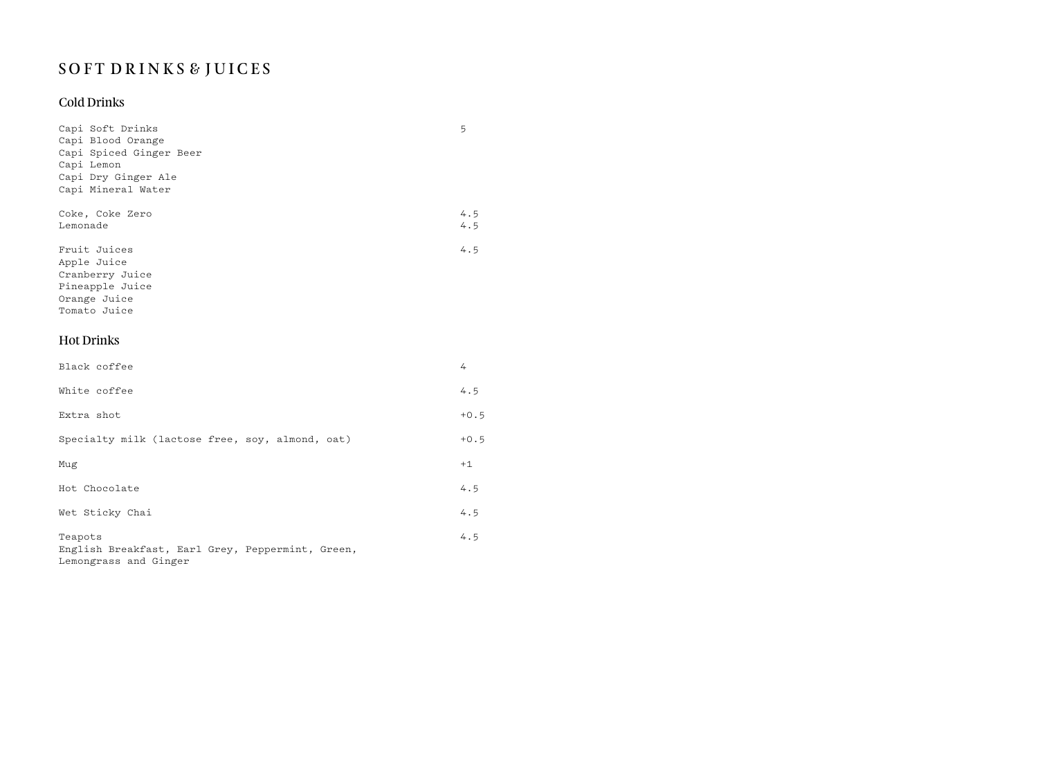# SOFT DRINKS & JUICES

## Cold Drinks

| | |
|---|---|
| Capi Soft Drinks<br>Capi Blood Orange<br>Capi Spiced Ginger Beer<br>Capi Lemon<br>Capi Dry Ginger Ale<br>Capi Mineral Water | 5 |
| Coke, Coke Zero | 4.5 |
| Lemonade | 4.5 |
| Fruit Juices<br>Apple Juice<br>Cranberry Juice<br>Pineapple Juice<br>Orange Juice<br>Tomato Juice | 4.5 |

## Hot Drinks

| | |
|---|---|
| Black coffee | 4 |
| White coffee | 4.5 |
| Extra shot | +0.5 |
| Specialty milk (lactose free, soy, almond, oat) | +0.5 |
| Mug | +1 |
| Hot Chocolate | 4.5 |
| Wet Sticky Chai | 4.5 |
| Teapots<br>English Breakfast, Earl Grey, Peppermint, Green, Lemongrass and Ginger | 4.5 |